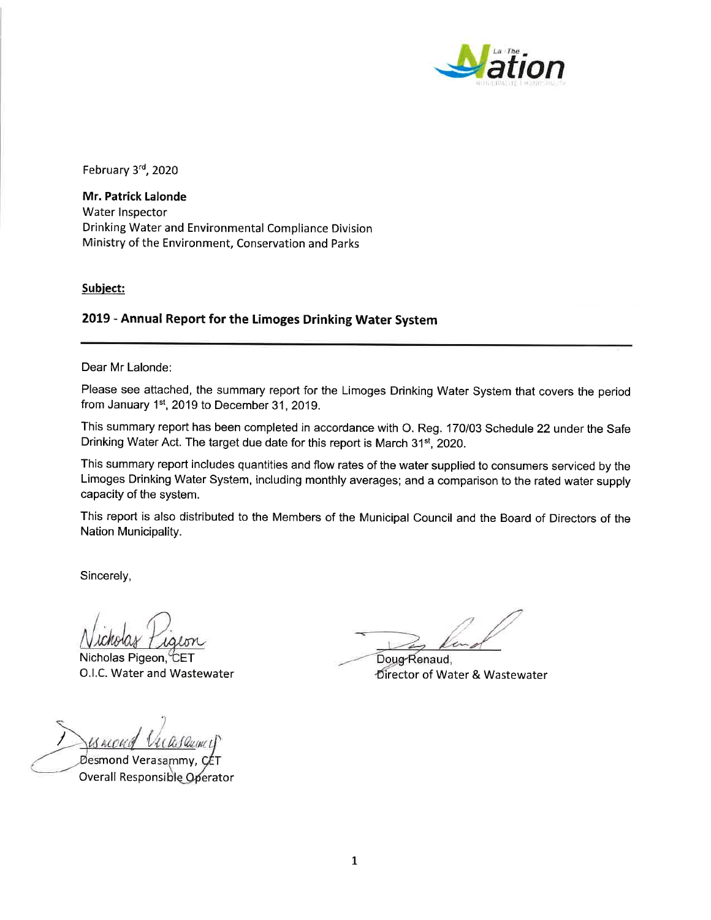February 3rd, 2020

**Mr. Patrick Lalonde**
Water Inspector
Drinking Water and Environmental Compliance Division
Ministry of the Environment, Conservation and Parks

**Subject:**

## 2019 - Annual Report for the Limoges Drinking Water System

Dear Mr Lalonde:

Please see attached, the summary report for the Limoges Drinking Water System that covers the period from January 1st, 2019 to December 31, 2019.

This summary report has been completed in accordance with O. Reg. 170/03 Schedule 22 under the Safe Drinking Water Act. The target due date for this report is March 31st, 2020.

This summary report includes quantities and flow rates of the water supplied to consumers serviced by the Limoges Drinking Water System, including monthly averages; and a comparison to the rated water supply capacity of the system.

This report is also distributed to the Members of the Municipal Council and the Board of Directors of the Nation Municipality.

Sincerely,

Nicholas Pigeon, CET
O.I.C. Water and Wastewater

Doug Renaud,
Director of Water & Wastewater

Desmond Verasammy, CET
Overall Responsible Operator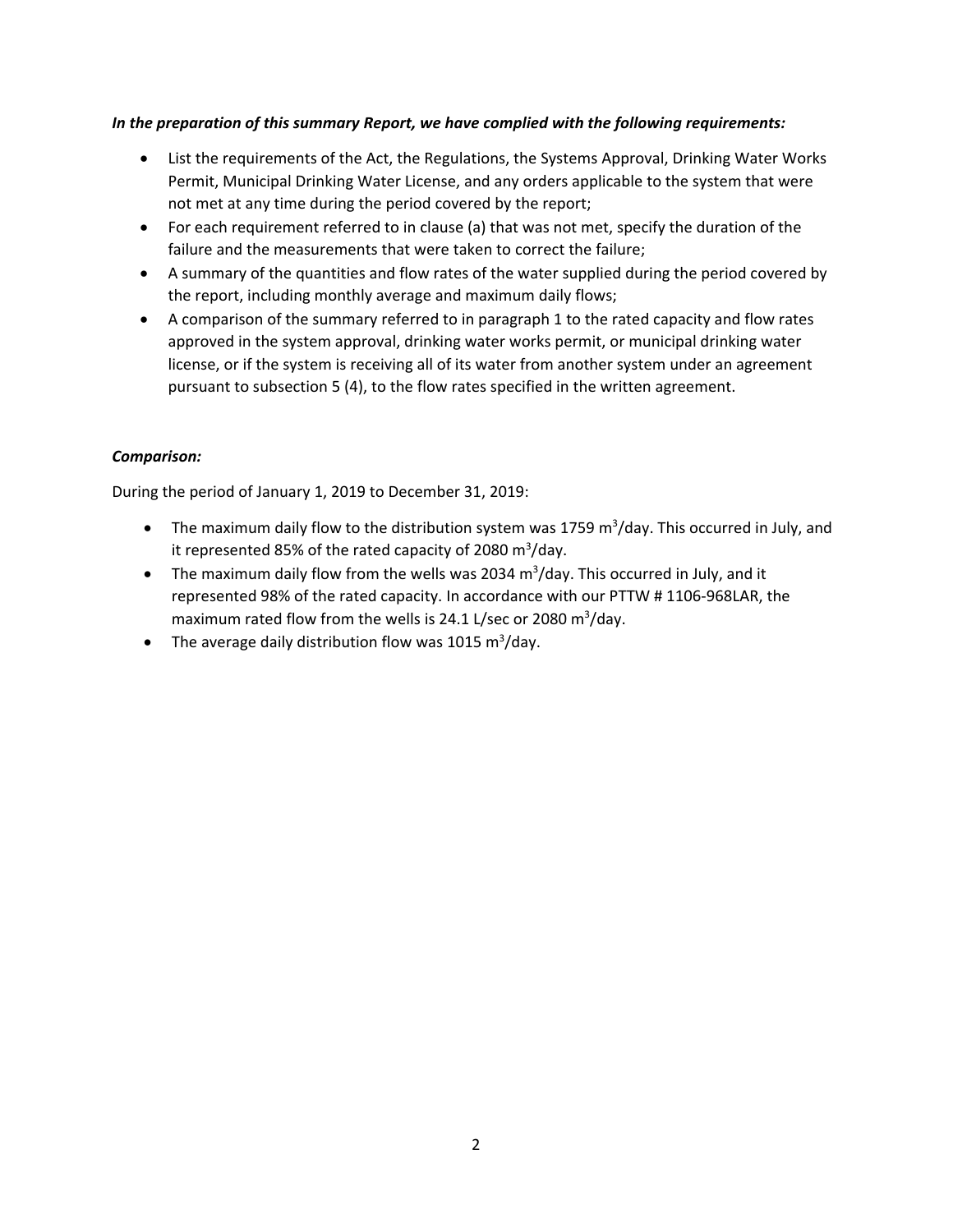***In the preparation of this summary Report, we have complied with the following requirements:***

- List the requirements of the Act, the Regulations, the Systems Approval, Drinking Water Works Permit, Municipal Drinking Water License, and any orders applicable to the system that were not met at any time during the period covered by the report;
- For each requirement referred to in clause (a) that was not met, specify the duration of the failure and the measurements that were taken to correct the failure;
- A summary of the quantities and flow rates of the water supplied during the period covered by the report, including monthly average and maximum daily flows;
- A comparison of the summary referred to in paragraph 1 to the rated capacity and flow rates approved in the system approval, drinking water works permit, or municipal drinking water license, or if the system is receiving all of its water from another system under an agreement pursuant to subsection 5 (4), to the flow rates specified in the written agreement.

***Comparison:***

During the period of January 1, 2019 to December 31, 2019:

- The maximum daily flow to the distribution system was 1759 $m^3$/day. This occurred in July, and it represented 85% of the rated capacity of 2080 $m^3$/day.
- The maximum daily flow from the wells was 2034 $m^3$/day. This occurred in July, and it represented 98% of the rated capacity. In accordance with our PTTW # 1106-968LAR, the maximum rated flow from the wells is 24.1 L/sec or 2080 $m^3$/day.
- The average daily distribution flow was 1015 $m^3$/day.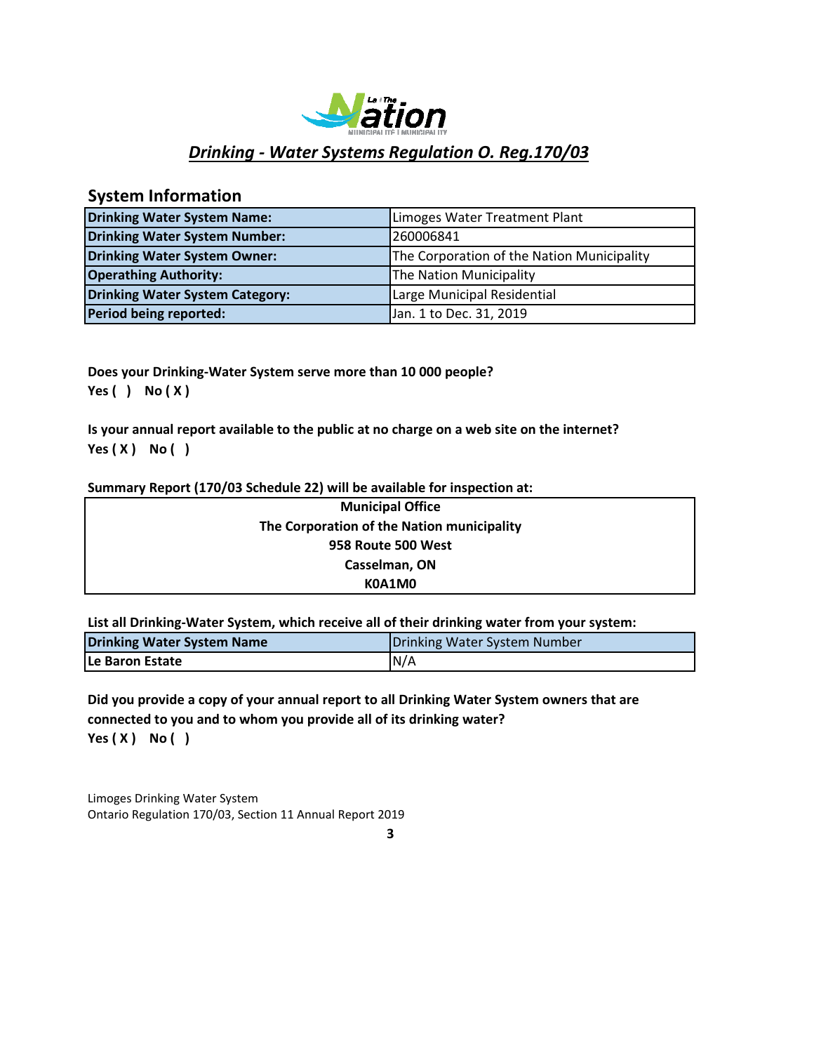## *Drinking - Water Systems Regulation O. Reg.170/03*

### System Information

| | |
|---|---|
| **Drinking Water System Name:** | Limoges Water Treatment Plant |
| **Drinking Water System Number:** | 260006841 |
| **Drinking Water System Owner:** | The Corporation of the Nation Municipality |
| **Operathing Authority:** | The Nation Municipality |
| **Drinking Water System Category:** | Large Municipal Residential |
| **Period being reported:** | Jan. 1 to Dec. 31, 2019 |

**Does your Drinking-Water System serve more than 10 000 people?**
**Yes ( ) No ( X )**

**Is your annual report available to the public at no charge on a web site on the internet?**
**Yes ( X ) No ( )**

**Summary Report (170/03 Schedule 22) will be available for inspection at:**

| |
|---|
| **Municipal Office** |
| **The Corporation of the Nation municipality** |
| **958 Route 500 West** |
| **Casselman, ON** |
| **K0A1M0** |

**List all Drinking-Water System, which receive all of their drinking water from your system:**

| **Drinking Water System Name** | Drinking Water System Number |
|---|---|
| **Le Baron Estate** | N/A |

**Did you provide a copy of your annual report to all Drinking Water System owners that are connected to you and to whom you provide all of its drinking water?**
**Yes ( X ) No ( )**

Limoges Drinking Water System
Ontario Regulation 170/03, Section 11 Annual Report 2019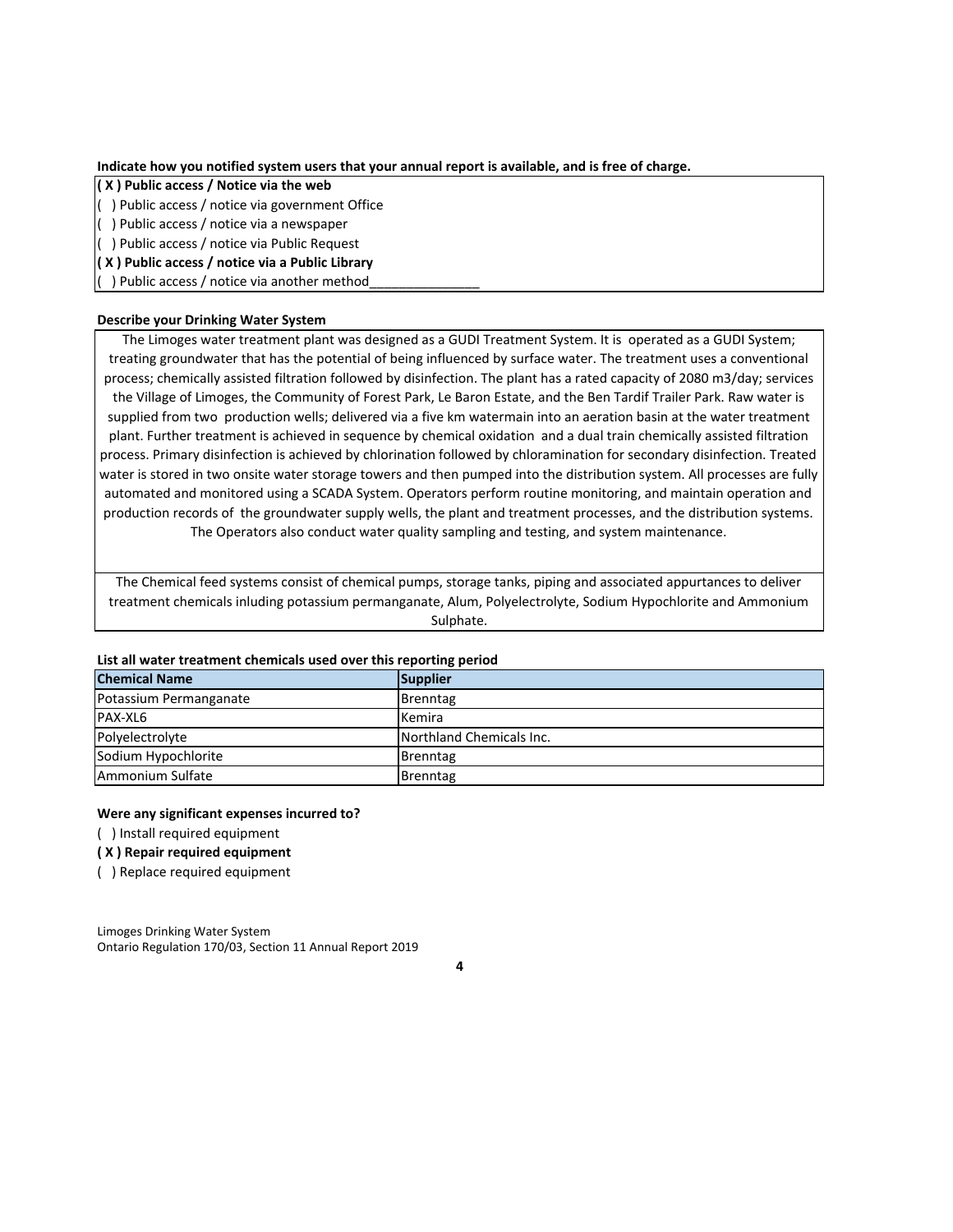**Indicate how you notified system users that your annual report is available, and is free of charge.**

**( X ) Public access / Notice via the web**
( ) Public access / notice via government Office
( ) Public access / notice via a newspaper
( ) Public access / notice via Public Request
**( X ) Public access / notice via a Public Library**
( ) Public access / notice via another method_______________

**Describe your Drinking Water System**

The Limoges water treatment plant was designed as a GUDI Treatment System. It is operated as a GUDI System; treating groundwater that has the potential of being influenced by surface water. The treatment uses a conventional process; chemically assisted filtration followed by disinfection. The plant has a rated capacity of 2080 m3/day; services the Village of Limoges, the Community of Forest Park, Le Baron Estate, and the Ben Tardif Trailer Park. Raw water is supplied from two production wells; delivered via a five km watermain into an aeration basin at the water treatment plant. Further treatment is achieved in sequence by chemical oxidation and a dual train chemically assisted filtration process. Primary disinfection is achieved by chlorination followed by chloramination for secondary disinfection. Treated water is stored in two onsite water storage towers and then pumped into the distribution system. All processes are fully automated and monitored using a SCADA System. Operators perform routine monitoring, and maintain operation and production records of the groundwater supply wells, the plant and treatment processes, and the distribution systems. The Operators also conduct water quality sampling and testing, and system maintenance.

The Chemical feed systems consist of chemical pumps, storage tanks, piping and associated appurtances to deliver treatment chemicals inluding potassium permanganate, Alum, Polyelectrolyte, Sodium Hypochlorite and Ammonium Sulphate.

**List all water treatment chemicals used over this reporting period**

| Chemical Name | Supplier |
|---|---|
| Potassium Permanganate | Brenntag |
| PAX-XL6 | Kemira |
| Polyelectrolyte | Northland Chemicals Inc. |
| Sodium Hypochlorite | Brenntag |
| Ammonium Sulfate | Brenntag |

**Were any significant expenses incurred to?**

( ) Install required equipment
**( X ) Repair required equipment**
( ) Replace required equipment

Limoges Drinking Water System
Ontario Regulation 170/03, Section 11 Annual Report 2019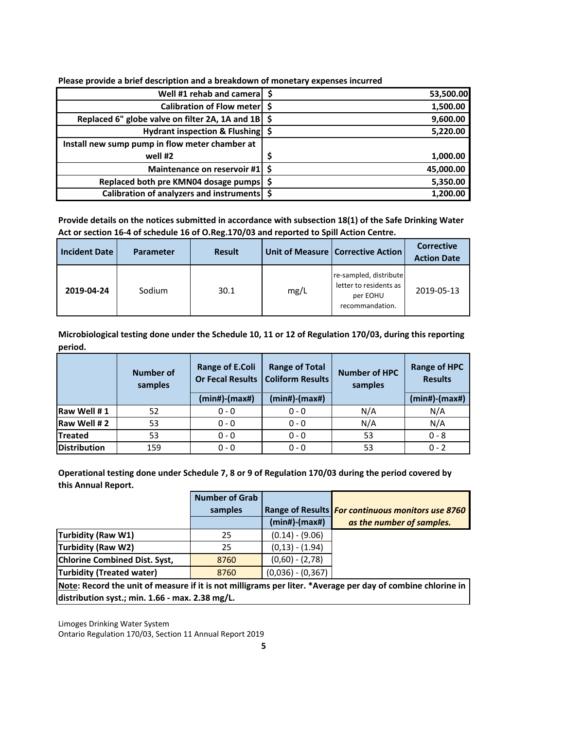**Please provide a brief description and a breakdown of monetary expenses incurred**

| Description | $ | Amount |
|---|---|---|
| **Well #1 rehab and camera** | $ | 53,500.00 |
| **Calibration of Flow meter** | $ | 1,500.00 |
| **Replaced 6" globe valve on filter 2A, 1A and 1B** | $ | 9,600.00 |
| **Hydrant inspection & Flushing** | $ | 5,220.00 |
| **Install new sump pump in flow meter chamber at well #2** | $ | 1,000.00 |
| **Maintenance on reservoir #1** | $ | 45,000.00 |
| **Replaced both pre KMN04 dosage pumps** | $ | 5,350.00 |
| **Calibration of analyzers and instruments** | $ | 1,200.00 |

**Provide details on the notices submitted in accordance with subsection 18(1) of the Safe Drinking Water Act or section 16-4 of schedule 16 of O.Reg.170/03 and reported to Spill Action Centre.**

| Incident Date | Parameter | Result | Unit of Measure | Corrective Action | Corrective Action Date |
|---|---|---|---|---|---|
| **2019-04-24** | Sodium | 30.1 | mg/L | re-sampled, distribute letter to residents as per EOHU recommandation. | 2019-05-13 |

**Microbiological testing done under the Schedule 10, 11 or 12 of Regulation 170/03, during this reporting period.**

| | Number of samples | Range of E.Coli Or Fecal Results | Range of Total Coliform Results | Number of HPC samples | Range of HPC Results |
|---|---|---|---|---|---|
| | | (min#)-(max#) | (min#)-(max#) | | (min#)-(max#) |
| **Raw Well # 1** | 52 | 0 - 0 | 0 - 0 | N/A | N/A |
| **Raw Well # 2** | 53 | 0 - 0 | 0 - 0 | N/A | N/A |
| **Treated** | 53 | 0 - 0 | 0 - 0 | 53 | 0 - 8 |
| **Distribution** | 159 | 0 - 0 | 0 - 0 | 53 | 0 - 2 |

**Operational testing done under Schedule 7, 8 or 9 of Regulation 170/03 during the period covered by this Annual Report.**

| | Number of Grab samples | Range of Results | ***For continuous monitors use 8760 as the number of samples.*** |
|---|---|---|---|
| | | (min#)-(max#) | |
| **Turbidity (Raw W1)** | 25 | (0.14) - (9.06) | |
| **Turbidity (Raw W2)** | 25 | (0,13) - (1.94) | |
| **Chlorine Combined Dist. Syst,** | 8760 | (0,60) - (2,78) | |
| **Turbidity (Treated water)** | 8760 | (0,036) - (0,367) | |

**<u>Note</u>: Record the unit of measure if it is not milligrams per liter. *Average per day of combine chlorine in distribution syst.; min. 1.66 - max. 2.38 mg/L.**

Limoges Drinking Water System
Ontario Regulation 170/03, Section 11 Annual Report 2019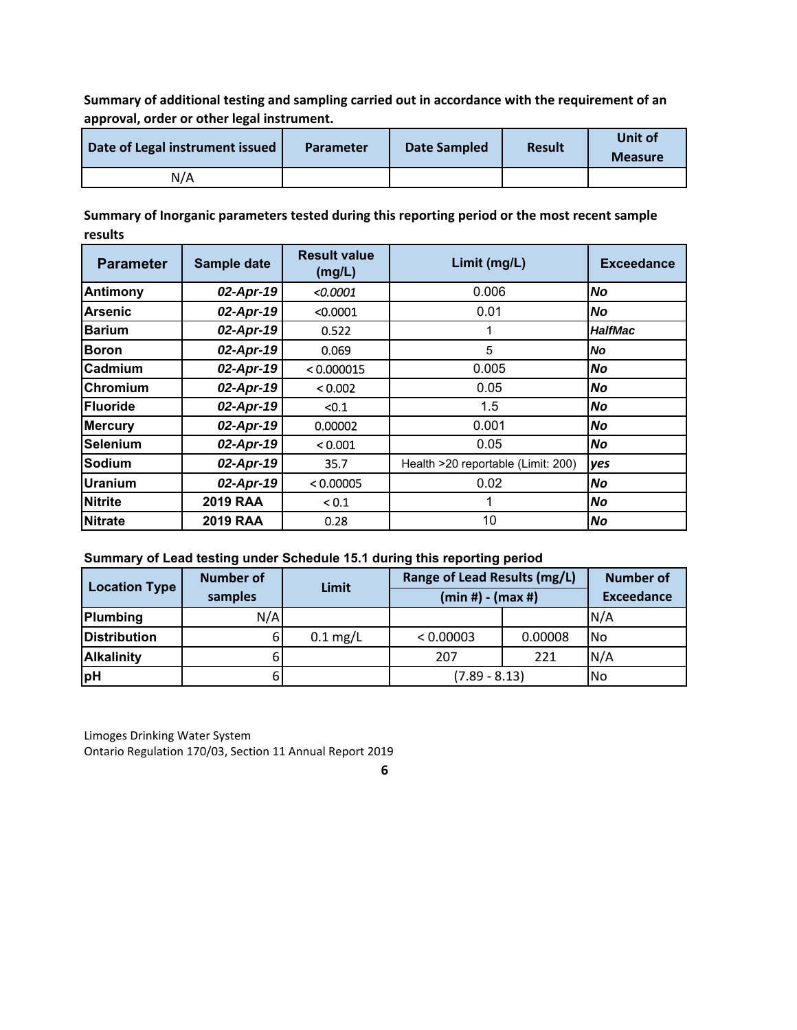**Summary of additional testing and sampling carried out in accordance with the requirement of an approval, order or other legal instrument.**

| Date of Legal instrument issued | Parameter | Date Sampled | Result | Unit of Measure |
|---|---|---|---|---|
| N/A | | | | |

**Summary of Inorganic parameters tested during this reporting period or the most recent sample results**

| Parameter | Sample date | Result value (mg/L) | Limit (mg/L) | Exceedance |
|---|---|---|---|---|
| Antimony | *02-Apr-19* | *<0.0001* | 0.006 | *No* |
| Arsenic | *02-Apr-19* | <0.0001 | 0.01 | *No* |
| Barium | *02-Apr-19* | 0.522 | 1 | *HalfMac* |
| Boron | *02-Apr-19* | 0.069 | 5 | *No* |
| Cadmium | *02-Apr-19* | < 0.000015 | 0.005 | *No* |
| Chromium | *02-Apr-19* | < 0.002 | 0.05 | *No* |
| Fluoride | *02-Apr-19* | <0.1 | 1.5 | *No* |
| Mercury | *02-Apr-19* | 0.00002 | 0.001 | *No* |
| Selenium | *02-Apr-19* | < 0.001 | 0.05 | *No* |
| Sodium | *02-Apr-19* | 35.7 | Health >20 reportable (Limit: 200) | *yes* |
| Uranium | *02-Apr-19* | < 0.00005 | 0.02 | *No* |
| Nitrite | 2019 RAA | < 0.1 | 1 | *No* |
| Nitrate | 2019 RAA | 0.28 | 10 | *No* |

**Summary of Lead testing under Schedule 15.1 during this reporting period**

| Location Type | Number of samples | Limit | Range of Lead Results (mg/L) (min #) - (max #) | | Number of Exceedance |
|---|---|---|---|---|---|
| Plumbing | N/A | | | | N/A |
| Distribution | 6 | 0.1 mg/L | < 0.00003 | 0.00008 | No |
| Alkalinity | 6 | | 207 | 221 | N/A |
| pH | 6 | | (7.89 - 8.13) | | No |

Limoges Drinking Water System
Ontario Regulation 170/03, Section 11 Annual Report 2019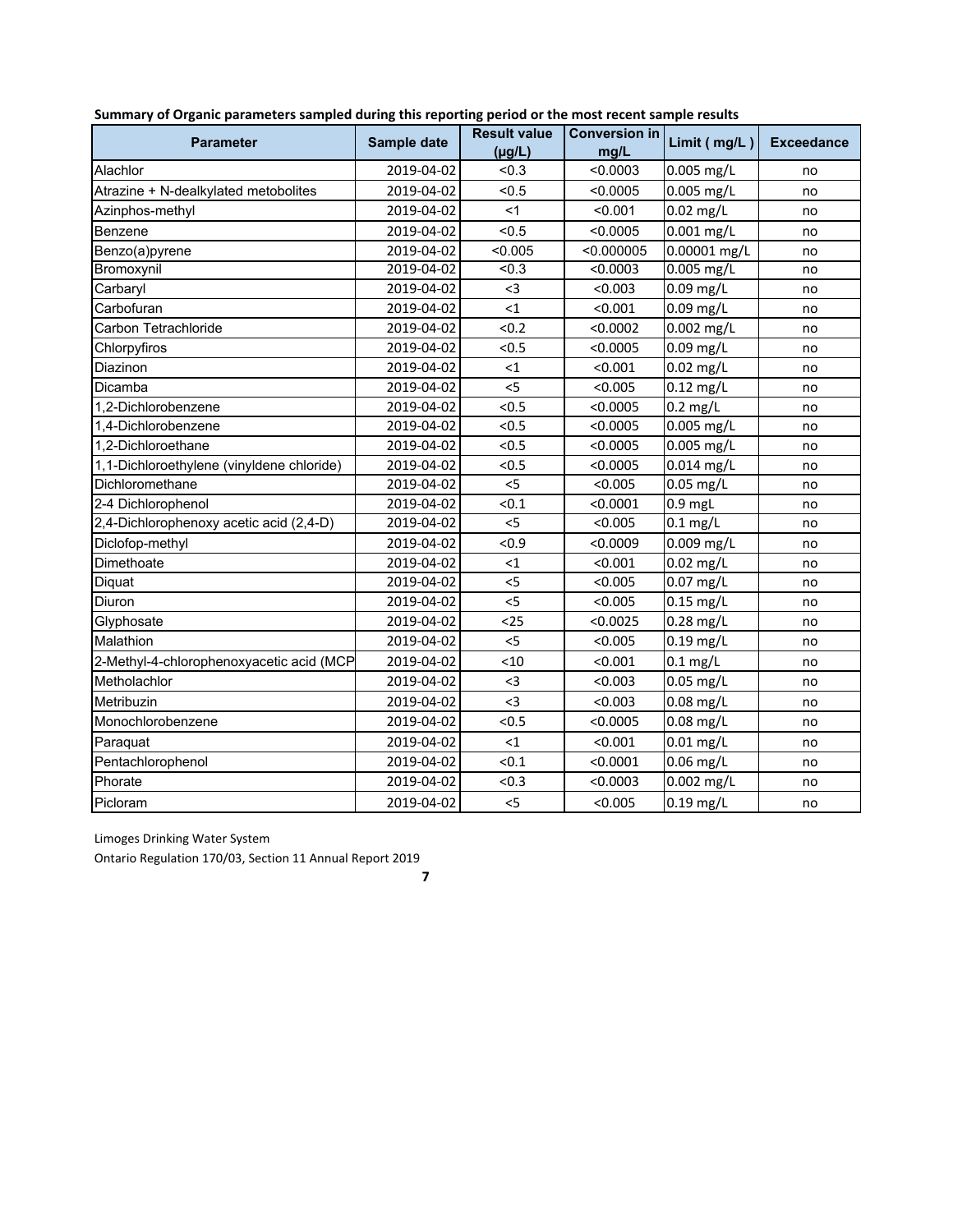**Summary of Organic parameters sampled during this reporting period or the most recent sample results**

| Parameter | Sample date | Result value (µg/L) | Conversion in mg/L | Limit ( mg/L ) | Exceedance |
|---|---|---|---|---|---|
| Alachlor | 2019-04-02 | <0.3 | <0.0003 | 0.005 mg/L | no |
| Atrazine + N-dealkylated metobolites | 2019-04-02 | <0.5 | <0.0005 | 0.005 mg/L | no |
| Azinphos-methyl | 2019-04-02 | <1 | <0.001 | 0.02 mg/L | no |
| Benzene | 2019-04-02 | <0.5 | <0.0005 | 0.001 mg/L | no |
| Benzo(a)pyrene | 2019-04-02 | <0.005 | <0.000005 | 0.00001 mg/L | no |
| Bromoxynil | 2019-04-02 | <0.3 | <0.0003 | 0.005 mg/L | no |
| Carbaryl | 2019-04-02 | <3 | <0.003 | 0.09 mg/L | no |
| Carbofuran | 2019-04-02 | <1 | <0.001 | 0.09 mg/L | no |
| Carbon Tetrachloride | 2019-04-02 | <0.2 | <0.0002 | 0.002 mg/L | no |
| Chlorpyfiros | 2019-04-02 | <0.5 | <0.0005 | 0.09 mg/L | no |
| Diazinon | 2019-04-02 | <1 | <0.001 | 0.02 mg/L | no |
| Dicamba | 2019-04-02 | <5 | <0.005 | 0.12 mg/L | no |
| 1,2-Dichlorobenzene | 2019-04-02 | <0.5 | <0.0005 | 0.2 mg/L | no |
| 1,4-Dichlorobenzene | 2019-04-02 | <0.5 | <0.0005 | 0.005 mg/L | no |
| 1,2-Dichloroethane | 2019-04-02 | <0.5 | <0.0005 | 0.005 mg/L | no |
| 1,1-Dichloroethylene (vinyldene chloride) | 2019-04-02 | <0.5 | <0.0005 | 0.014 mg/L | no |
| Dichloromethane | 2019-04-02 | <5 | <0.005 | 0.05 mg/L | no |
| 2-4 Dichlorophenol | 2019-04-02 | <0.1 | <0.0001 | 0.9 mgL | no |
| 2,4-Dichlorophenoxy acetic acid (2,4-D) | 2019-04-02 | <5 | <0.005 | 0.1 mg/L | no |
| Diclofop-methyl | 2019-04-02 | <0.9 | <0.0009 | 0.009 mg/L | no |
| Dimethoate | 2019-04-02 | <1 | <0.001 | 0.02 mg/L | no |
| Diquat | 2019-04-02 | <5 | <0.005 | 0.07 mg/L | no |
| Diuron | 2019-04-02 | <5 | <0.005 | 0.15 mg/L | no |
| Glyphosate | 2019-04-02 | <25 | <0.0025 | 0.28 mg/L | no |
| Malathion | 2019-04-02 | <5 | <0.005 | 0.19 mg/L | no |
| 2-Methyl-4-chlorophenoxyacetic acid (MCP | 2019-04-02 | <10 | <0.001 | 0.1 mg/L | no |
| Metholachlor | 2019-04-02 | <3 | <0.003 | 0.05 mg/L | no |
| Metribuzin | 2019-04-02 | <3 | <0.003 | 0.08 mg/L | no |
| Monochlorobenzene | 2019-04-02 | <0.5 | <0.0005 | 0.08 mg/L | no |
| Paraquat | 2019-04-02 | <1 | <0.001 | 0.01 mg/L | no |
| Pentachlorophenol | 2019-04-02 | <0.1 | <0.0001 | 0.06 mg/L | no |
| Phorate | 2019-04-02 | <0.3 | <0.0003 | 0.002 mg/L | no |
| Picloram | 2019-04-02 | <5 | <0.005 | 0.19 mg/L | no |

Limoges Drinking Water System

Ontario Regulation 170/03, Section 11 Annual Report 2019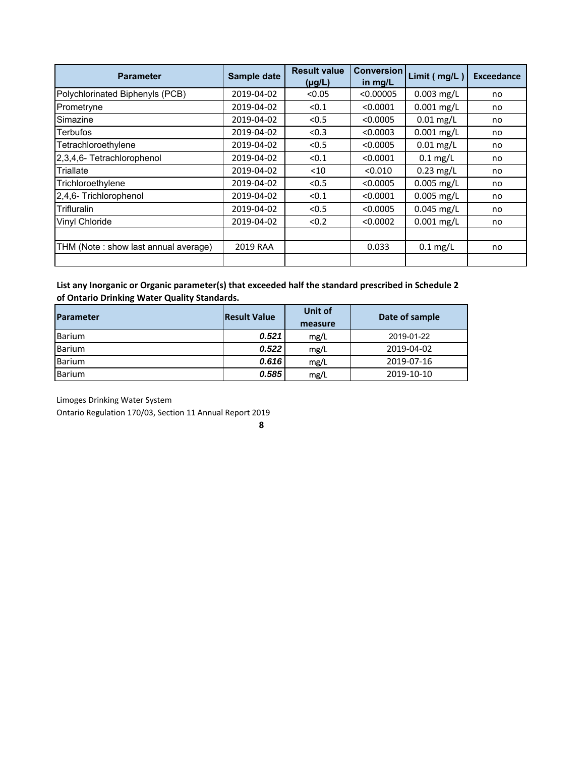| Parameter | Sample date | Result value (μg/L) | Conversion in mg/L | Limit ( mg/L ) | Exceedance |
|---|---|---|---|---|---|
| Polychlorinated Biphenyls (PCB) | 2019-04-02 | <0.05 | <0.00005 | 0.003 mg/L | no |
| Prometryne | 2019-04-02 | <0.1 | <0.0001 | 0.001 mg/L | no |
| Simazine | 2019-04-02 | <0.5 | <0.0005 | 0.01 mg/L | no |
| Terbufos | 2019-04-02 | <0.3 | <0.0003 | 0.001 mg/L | no |
| Tetrachloroethylene | 2019-04-02 | <0.5 | <0.0005 | 0.01 mg/L | no |
| 2,3,4,6- Tetrachlorophenol | 2019-04-02 | <0.1 | <0.0001 | 0.1 mg/L | no |
| Triallate | 2019-04-02 | <10 | <0.010 | 0.23 mg/L | no |
| Trichloroethylene | 2019-04-02 | <0.5 | <0.0005 | 0.005 mg/L | no |
| 2,4,6- Trichlorophenol | 2019-04-02 | <0.1 | <0.0001 | 0.005 mg/L | no |
| Trifluralin | 2019-04-02 | <0.5 | <0.0005 | 0.045 mg/L | no |
| Vinyl Chloride | 2019-04-02 | <0.2 | <0.0002 | 0.001 mg/L | no |
| | | | | | |
| THM (Note : show last annual average) | 2019 RAA | | 0.033 | 0.1 mg/L | no |
| | | | | | |

**List any Inorganic or Organic parameter(s) that exceeded half the standard prescribed in Schedule 2 of Ontario Drinking Water Quality Standards.**

| Parameter | Result Value | Unit of measure | Date of sample |
|---|---|---|---|
| Barium | ***0.521*** | mg/L | 2019-01-22 |
| Barium | ***0.522*** | mg/L | 2019-04-02 |
| Barium | ***0.616*** | mg/L | 2019-07-16 |
| Barium | ***0.585*** | mg/L | 2019-10-10 |

Limoges Drinking Water System

Ontario Regulation 170/03, Section 11 Annual Report 2019